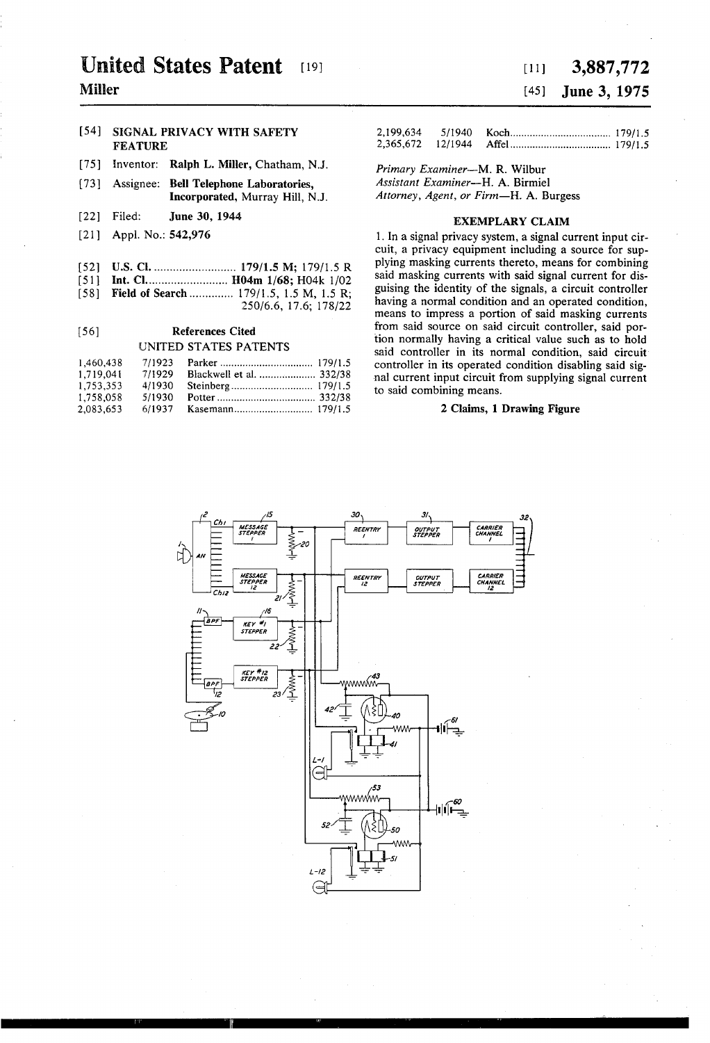# United States Patent [19]

**Miller**

[11] **3,887,772**

[45] **June 3, 1975**

[54] **SIGNAL PRIVACY WITH SAFETY FEATURE**

[75] Inventor: **Ralph L. Miller,** Chatham, N.J.

[73] Assignee: **Bell Telephone Laboratories, Incorporated,** Murray Hill, N.J.

[22] Filed: **June 30, 1944**

[21] Appl. No.: **542,976**

[52] **U.S. Cl.** .......................... 179/1.5 M; 179/1.5 R

[51] **Int. Cl.** .......................... **H04m 1/68;** H04k 1/02

[58] **Field of Search** ............. 179/1.5, 1.5 M, 1.5 R; 250/6.6, 17.6; 178/22

[56] **References Cited**

UNITED STATES PATENTS

| | | | |
|---|---|---|---|
| 1,460,438 | 7/1923 | Parker | 179/1.5 |
| 1,719,041 | 7/1929 | Blackwell et al. | 332/38 |
| 1,753,353 | 4/1930 | Steinberg | 179/1.5 |
| 1,758,058 | 5/1930 | Potter | 332/38 |
| 2,083,653 | 6/1937 | Kasemann | 179/1.5 |
| 2,199,634 | 5/1940 | Koch | 179/1.5 |
| 2,365,672 | 12/1944 | Affel | 179/1.5 |

*Primary Examiner*—M. R. Wilbur
*Assistant Examiner*—H. A. Birmiel
*Attorney, Agent, or Firm*—H. A. Burgess

## EXEMPLARY CLAIM

1. In a signal privacy system, a signal current input circuit, a privacy equipment including a source for supplying masking currents thereto, means for combining said masking currents with said signal current for disguising the identity of the signals, a circuit controller having a normal condition and an operated condition, means to impress a portion of said masking currents from said source on said circuit controller, said portion normally having a critical value such as to hold said controller in its normal condition, said circuit controller in its operated condition disabling said signal current input circuit from supplying signal current to said combining means.

**2 Claims, 1 Drawing Figure**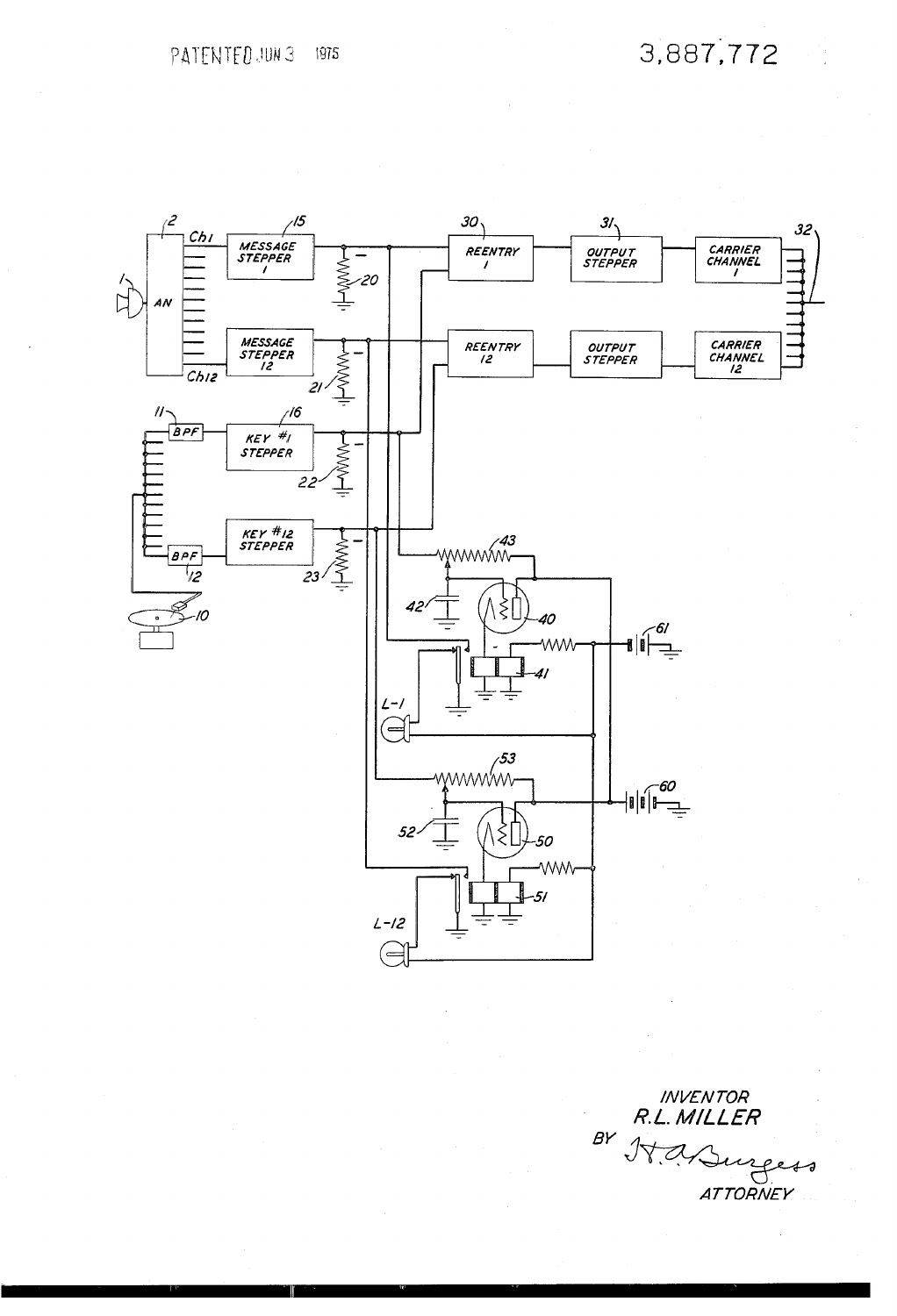PATENTED JUN 3 1975

3,887,772

INVENTOR
R.L. MILLER

BY H.A.Burgess

ATTORNEY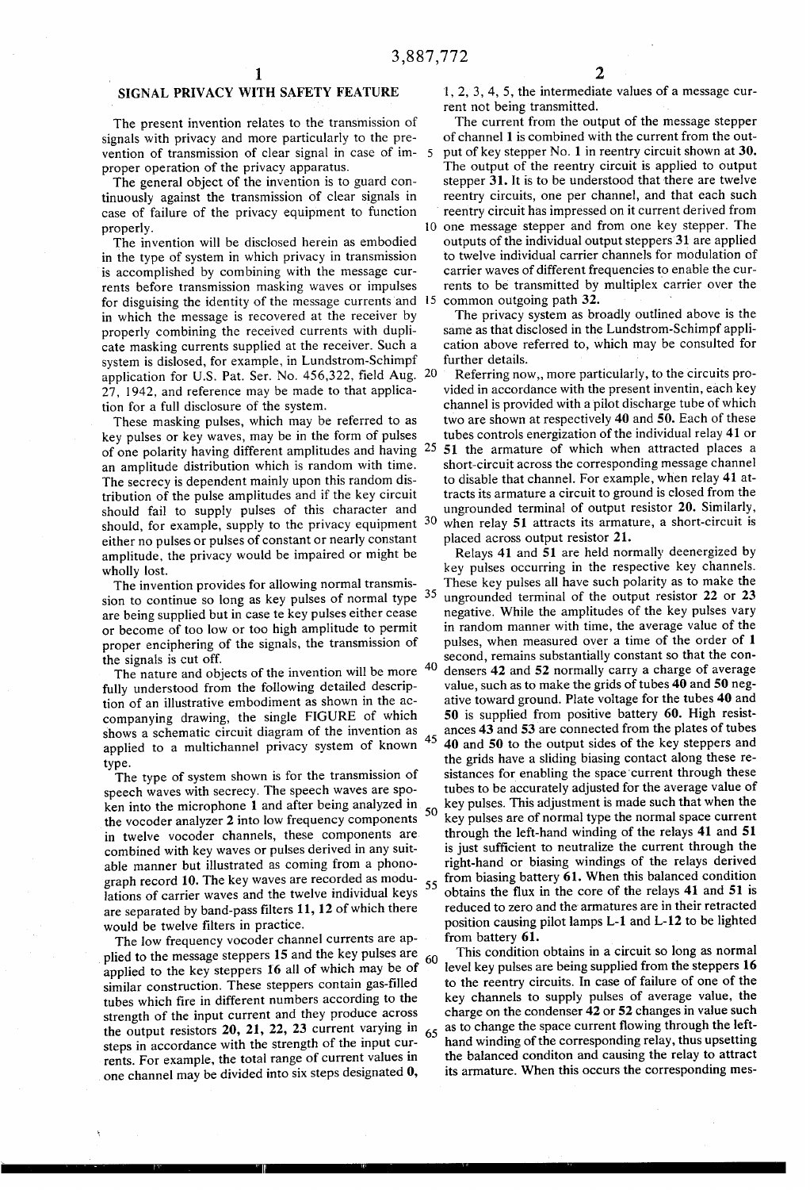## SIGNAL PRIVACY WITH SAFETY FEATURE

The present invention relates to the transmission of signals with privacy and more particularly to the prevention of transmission of clear signal in case of improper operation of the privacy apparatus.

The general object of the invention is to guard continuously against the transmission of clear signals in case of failure of the privacy equipment to function properly.

The invention will be disclosed herein as embodied in the type of system in which privacy in transmission is accomplished by combining with the message currents before transmission masking waves or impulses for disguising the identity of the message currents and in which the message is recovered at the receiver by properly combining the received currents with duplicate masking currents supplied at the receiver. Such a system is dislosed, for example, in Lundstrom-Schimpf application for U.S. Pat. Ser. No. 456,322, field Aug. 27, 1942, and reference may be made to that application for a full disclosure of the system.

These masking pulses, which may be referred to as key pulses or key waves, may be in the form of pulses of one polarity having different amplitudes and having an amplitude distribution which is random with time. The secrecy is dependent mainly upon this random distribution of the pulse amplitudes and if the key circuit should fail to supply pulses of this character and should, for example, supply to the privacy equipment either no pulses or pulses of constant or nearly constant amplitude, the privacy would be impaired or might be wholly lost.

The invention provides for allowing normal transmission to continue so long as key pulses of normal type are being supplied but in case te key pulses either cease or become of too low or too high amplitude to permit proper enciphering of the signals, the transmission of the signals is cut off.

The nature and objects of the invention will be more fully understood from the following detailed description of an illustrative embodiment as shown in the accompanying drawing, the single FIGURE of which shows a schematic circuit diagram of the invention as applied to a multichannel privacy system of known type.

The type of system shown is for the transmission of speech waves with secrecy. The speech waves are spoken into the microphone **1** and after being analyzed in the vocoder analyzer **2** into low frequency components in twelve vocoder channels, these components are combined with key waves or pulses derived in any suitable manner but illustrated as coming from a phonograph record **10**. The key waves are recorded as modulations of carrier waves and the twelve individual keys are separated by band-pass filters **11**, **12** of which there would be twelve filters in practice.

The low frequency vocoder channel currents are applied to the message steppers **15** and the key pulses are applied to the key steppers **16** all of which may be of similar construction. These steppers contain gas-filled tubes which fire in different numbers according to the strength of the input current and they produce across the output resistors **20**, **21**, **22**, **23** current varying in steps in accordance with the strength of the input currents. For example, the total range of current values in one channel may be divided into six steps designated **0**, **1**, **2**, **3**, **4**, **5**, the intermediate values of a message current not being transmitted.

The current from the output of the message stepper of channel **1** is combined with the current from the output of key stepper No. **1** in reentry circuit shown at **30**. The output of the reentry circuit is applied to output stepper **31**. It is to be understood that there are twelve reentry circuits, one per channel, and that each such reentry circuit has impressed on it current derived from one message stepper and from one key stepper. The outputs of the individual output steppers **31** are applied to twelve individual carrier channels for modulation of carrier waves of different frequencies to enable the currents to be transmitted by multiplex carrier over the common outgoing path **32**.

The privacy system as broadly outlined above is the same as that disclosed in the Lundstrom-Schimpf application above referred to, which may be consulted for further details.

Referring now,, more particularly, to the circuits provided in accordance with the present inventin, each key channel is provided with a pilot discharge tube of which two are shown at respectively **40** and **50**. Each of these tubes controls energization of the individual relay **41** or **51** the armature of which when attracted places a short-circuit across the corresponding message channel to disable that channel. For example, when relay **41** attracts its armature a circuit to ground is closed from the ungrounded terminal of output resistor **20**. Similarly, when relay **51** attracts its armature, a short-circuit is placed across output resistor **21**.

Relays **41** and **51** are held normally deenergized by key pulses occurring in the respective key channels. These key pulses all have such polarity as to make the ungrounded terminal of the output resistor **22** or **23** negative. While the amplitudes of the key pulses vary in random manner with time, the average value of the pulses, when measured over a time of the order of 1 second, remains substantially constant so that the condensers **42** and **52** normally carry a charge of average value, such as to make the grids of tubes **40** and **50** negative toward ground. Plate voltage for the tubes **40** and **50** is supplied from positive battery **60**. High resistances **43** and **53** are connected from the plates of tubes **40** and **50** to the output sides of the key steppers and the grids have a sliding biasing contact along these resistances for enabling the space current through these tubes to be accurately adjusted for the average value of key pulses. This adjustment is made such that when the key pulses are of normal type the normal space current through the left-hand winding of the relays **41** and **51** is just sufficient to neutralize the current through the right-hand or biasing windings of the relays derived from biasing battery **61**. When this balanced condition obtains the flux in the core of the relays **41** and **51** is reduced to zero and the armatures are in their retracted position causing pilot lamps L-1 and L-12 to be lighted from battery **61**.

This condition obtains in a circuit so long as normal level key pulses are being supplied from the steppers **16** to the reentry circuits. In case of failure of one of the key channels to supply pulses of average value, the charge on the condenser **42** or **52** changes in value such as to change the space current flowing through the left-hand winding of the corresponding relay, thus upsetting the balanced conditon and causing the relay to attract its armature. When this occurs the corresponding mes-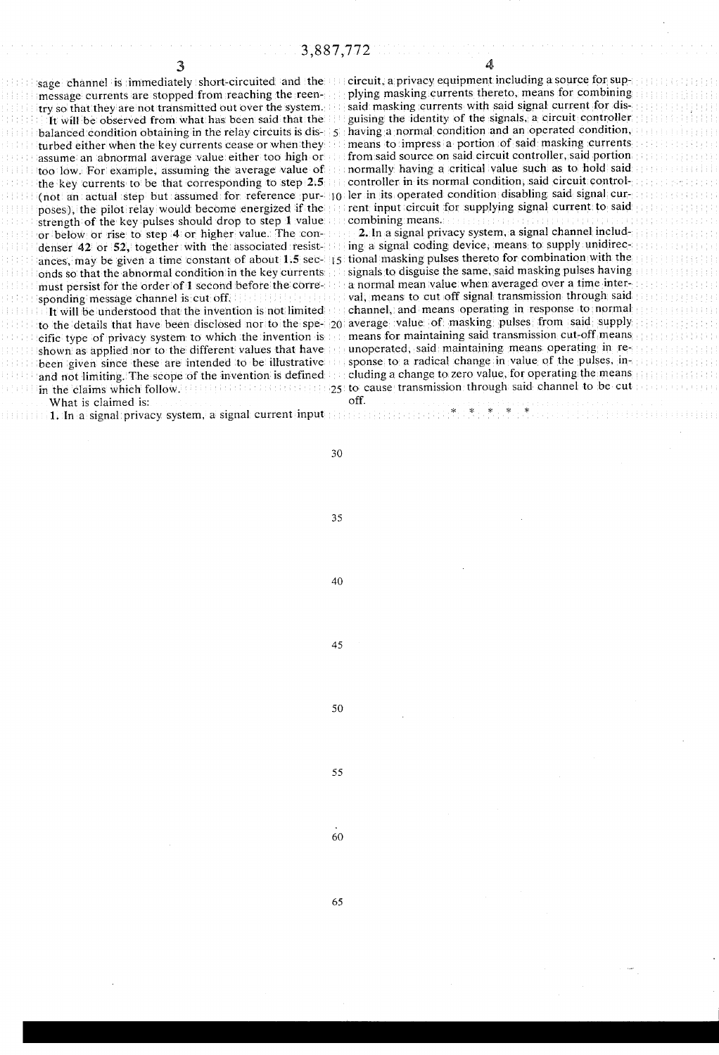sage channel is immediately short-circuited and the message currents are stopped from reaching the reentry so that they are not transmitted out over the system.

It will be observed from what has been said that the balanced condition obtaining in the relay circuits is disturbed either when the key currents cease or when they assume an abnormal average value either too high or too low. For example, assuming the average value of the key currents to be that corresponding to step 2.5 (not an actual step but assumed for reference purposes), the pilot relay would become energized if the strength of the key pulses should drop to step 1 value or below or rise to step 4 or higher value. The condenser 42 or 52, together with the associated resistances, may be given a time constant of about 1.5 seconds so that the abnormal condition in the key currents must persist for the order of 1 second before the corresponding message channel is cut off.

It will be understood that the invention is not limited to the details that have been disclosed nor to the specific type of privacy system to which the invention is shown as applied nor to the different values that have been given since these are intended to be illustrative and not limiting. The scope of the invention is defined in the claims which follow.

What is claimed is:

**1.** In a signal privacy system, a signal current input circuit, a privacy equipment including a source for supplying masking currents thereto, means for combining said masking currents with said signal current for disguising the identity of the signals, a circuit controller having a normal condition and an operated condition, means to impress a portion of said masking currents from said source on said circuit controller, said portion normally having a critical value such as to hold said controller in its normal condition, said circuit controller in its operated condition disabling said signal current input circuit for supplying signal current to said combining means.

**2.** In a signal privacy system, a signal channel including a signal coding device, means to supply unidirectional masking pulses thereto for combination with the signals to disguise the same, said masking pulses having a normal mean value when averaged over a time interval, means to cut off signal transmission through said channel, and means operating in response to normal average value of masking pulses from said supply means for maintaining said transmission cut-off means unoperated, said maintaining means operating in response to a radical change in value of the pulses, including a change to zero value, for operating the means to cause transmission through said channel to be cut off.

* * * * *